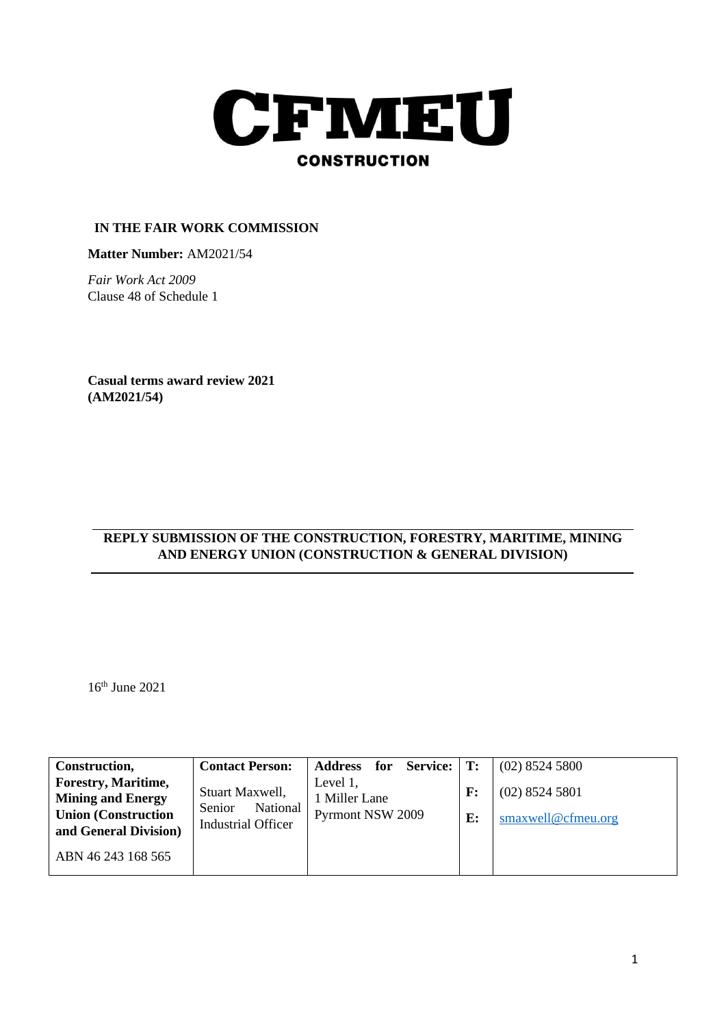# CFMEU

**CONSTRUCTION**

**IN THE FAIR WORK COMMISSION**

**Matter Number:** AM2021/54

*Fair Work Act 2009*
Clause 48 of Schedule 1

**Casual terms award review 2021**
**(AM2021/54)**

## REPLY SUBMISSION OF THE CONSTRUCTION, FORESTRY, MARITIME, MINING AND ENERGY UNION (CONSTRUCTION & GENERAL DIVISION)

16th June 2021

| Construction, Forestry, Maritime, Mining and Energy Union (Construction and General Division) | Contact Person: | Address for Service: | T: | (02) 8524 5800 |
|---|---|---|---|---|
| ABN 46 243 168 565 | Stuart Maxwell, Senior National Industrial Officer | Level 1, 1 Miller Lane Pyrmont NSW 2009 | F: | (02) 8524 5801 |
| | | | E: | smaxwell@cfmeu.org |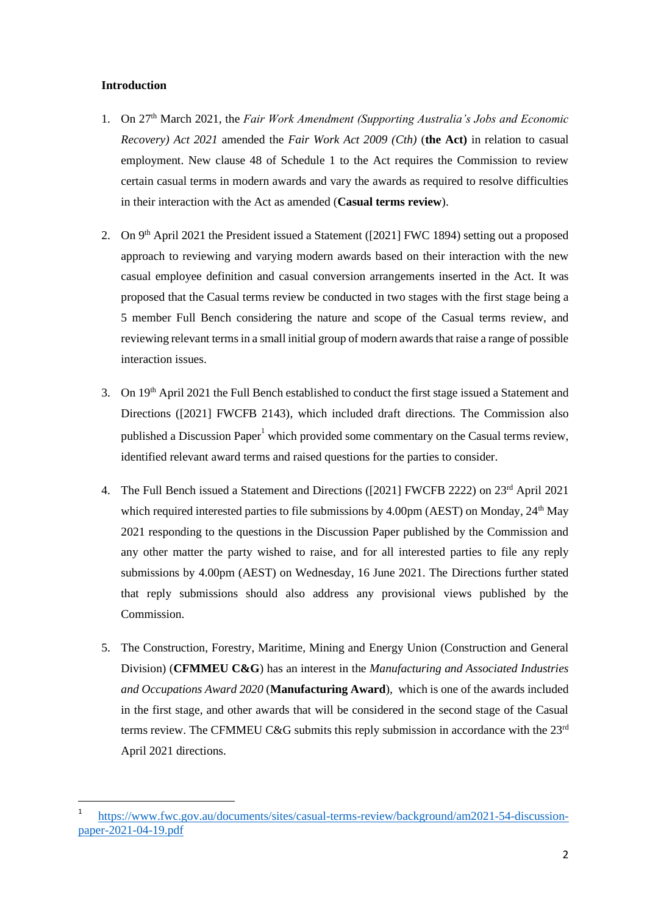**Introduction**

1. On 27th March 2021, the *Fair Work Amendment (Supporting Australia's Jobs and Economic Recovery) Act 2021* amended the *Fair Work Act 2009 (Cth)* (**the Act)** in relation to casual employment. New clause 48 of Schedule 1 to the Act requires the Commission to review certain casual terms in modern awards and vary the awards as required to resolve difficulties in their interaction with the Act as amended (**Casual terms review**).

2. On 9th April 2021 the President issued a Statement ([2021] FWC 1894) setting out a proposed approach to reviewing and varying modern awards based on their interaction with the new casual employee definition and casual conversion arrangements inserted in the Act. It was proposed that the Casual terms review be conducted in two stages with the first stage being a 5 member Full Bench considering the nature and scope of the Casual terms review, and reviewing relevant terms in a small initial group of modern awards that raise a range of possible interaction issues.

3. On 19th April 2021 the Full Bench established to conduct the first stage issued a Statement and Directions ([2021] FWCFB 2143), which included draft directions. The Commission also published a Discussion Paper[1] which provided some commentary on the Casual terms review, identified relevant award terms and raised questions for the parties to consider.

4. The Full Bench issued a Statement and Directions ([2021] FWCFB 2222) on 23rd April 2021 which required interested parties to file submissions by 4.00pm (AEST) on Monday, 24th May 2021 responding to the questions in the Discussion Paper published by the Commission and any other matter the party wished to raise, and for all interested parties to file any reply submissions by 4.00pm (AEST) on Wednesday, 16 June 2021. The Directions further stated that reply submissions should also address any provisional views published by the Commission.

5. The Construction, Forestry, Maritime, Mining and Energy Union (Construction and General Division) (**CFMMEU C&G**) has an interest in the *Manufacturing and Associated Industries and Occupations Award 2020* (**Manufacturing Award**), which is one of the awards included in the first stage, and other awards that will be considered in the second stage of the Casual terms review. The CFMMEU C&G submits this reply submission in accordance with the 23rd April 2021 directions.

---

[1] https://www.fwc.gov.au/documents/sites/casual-terms-review/background/am2021-54-discussion-paper-2021-04-19.pdf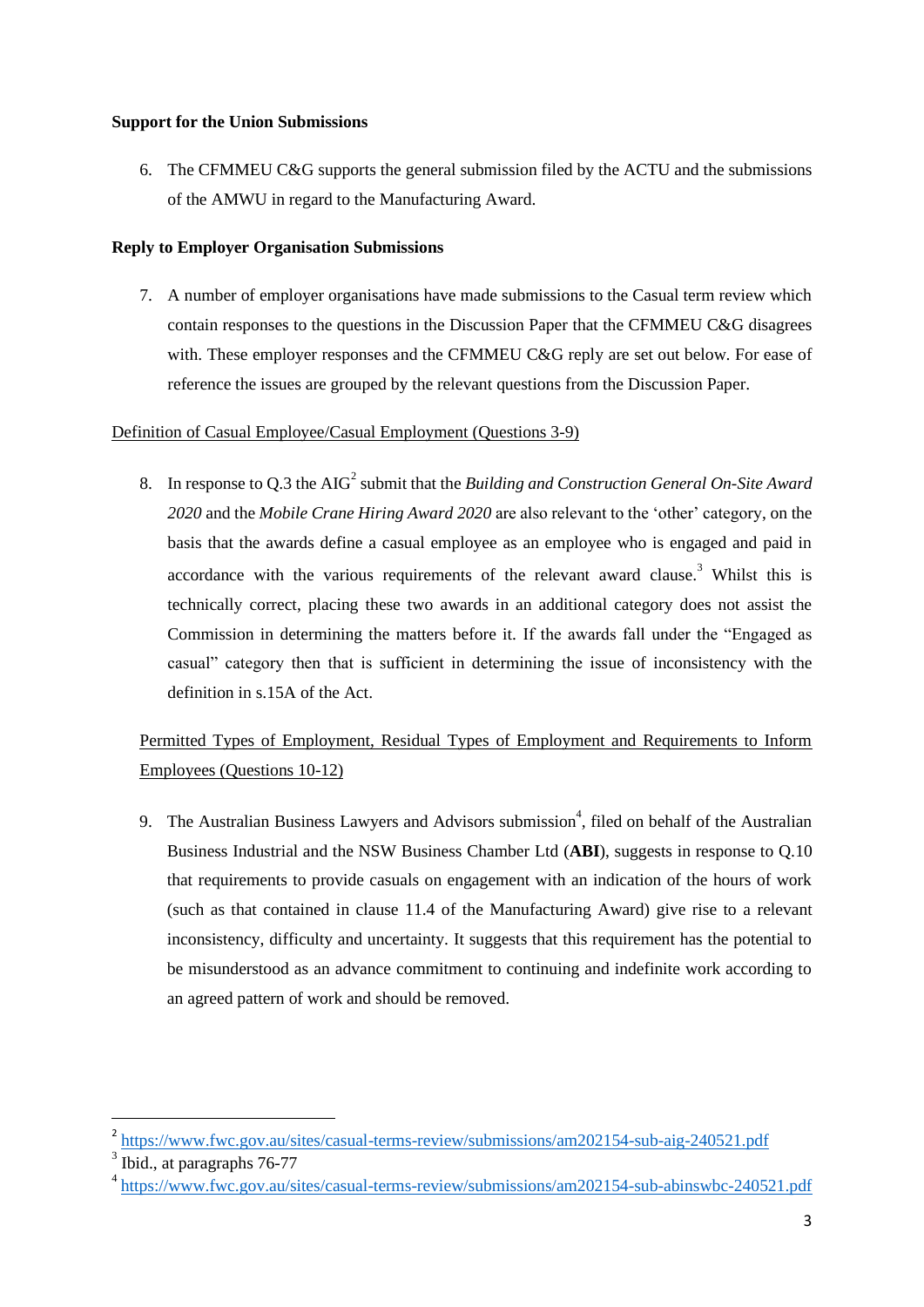**Support for the Union Submissions**

6. The CFMMEU C&G supports the general submission filed by the ACTU and the submissions of the AMWU in regard to the Manufacturing Award.

**Reply to Employer Organisation Submissions**

7. A number of employer organisations have made submissions to the Casual term review which contain responses to the questions in the Discussion Paper that the CFMMEU C&G disagrees with. These employer responses and the CFMMEU C&G reply are set out below. For ease of reference the issues are grouped by the relevant questions from the Discussion Paper.

<u>Definition of Casual Employee/Casual Employment (Questions 3-9)</u>

8. In response to Q.3 the AIG[2] submit that the *Building and Construction General On-Site Award 2020* and the *Mobile Crane Hiring Award 2020* are also relevant to the 'other' category, on the basis that the awards define a casual employee as an employee who is engaged and paid in accordance with the various requirements of the relevant award clause.[3] Whilst this is technically correct, placing these two awards in an additional category does not assist the Commission in determining the matters before it. If the awards fall under the "Engaged as casual" category then that is sufficient in determining the issue of inconsistency with the definition in s.15A of the Act.

<u>Permitted Types of Employment, Residual Types of Employment and Requirements to Inform Employees (Questions 10-12)</u>

9. The Australian Business Lawyers and Advisors submission[4], filed on behalf of the Australian Business Industrial and the NSW Business Chamber Ltd (**ABI**), suggests in response to Q.10 that requirements to provide casuals on engagement with an indication of the hours of work (such as that contained in clause 11.4 of the Manufacturing Award) give rise to a relevant inconsistency, difficulty and uncertainty. It suggests that this requirement has the potential to be misunderstood as an advance commitment to continuing and indefinite work according to an agreed pattern of work and should be removed.

---

[2] https://www.fwc.gov.au/sites/casual-terms-review/submissions/am202154-sub-aig-240521.pdf

[3] Ibid., at paragraphs 76-77

[4] https://www.fwc.gov.au/sites/casual-terms-review/submissions/am202154-sub-abinswbc-240521.pdf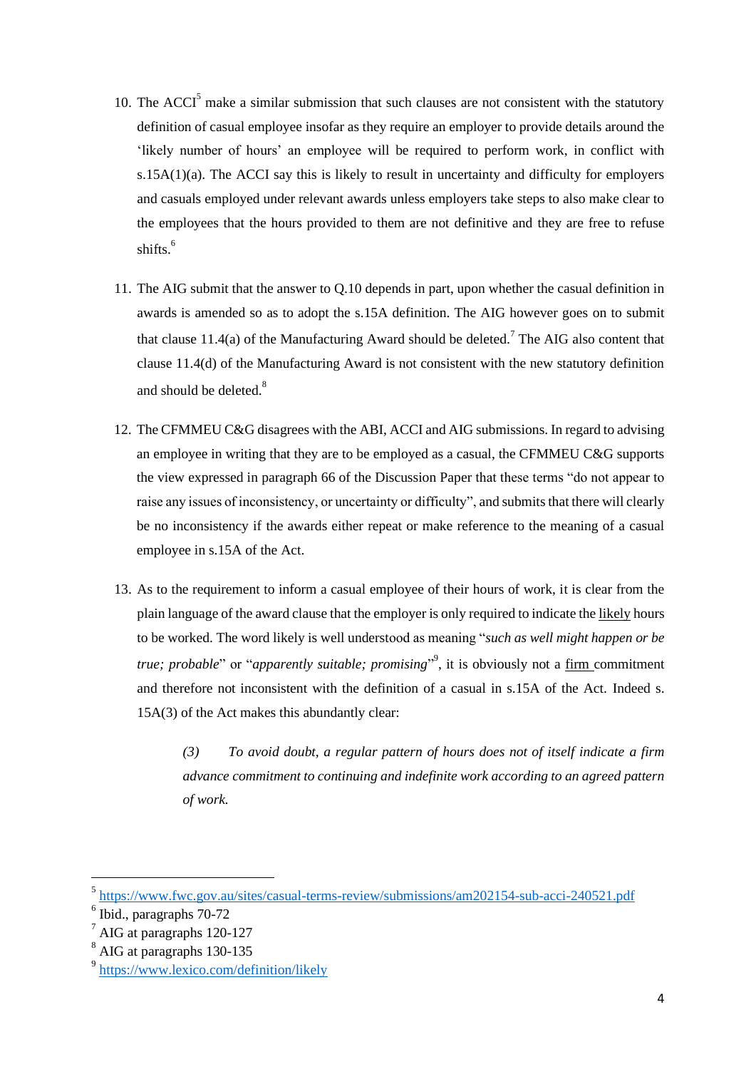10. The ACCI[5] make a similar submission that such clauses are not consistent with the statutory definition of casual employee insofar as they require an employer to provide details around the 'likely number of hours' an employee will be required to perform work, in conflict with s.15A(1)(a). The ACCI say this is likely to result in uncertainty and difficulty for employers and casuals employed under relevant awards unless employers take steps to also make clear to the employees that the hours provided to them are not definitive and they are free to refuse shifts.[6]

11. The AIG submit that the answer to Q.10 depends in part, upon whether the casual definition in awards is amended so as to adopt the s.15A definition. The AIG however goes on to submit that clause 11.4(a) of the Manufacturing Award should be deleted.[7] The AIG also content that clause 11.4(d) of the Manufacturing Award is not consistent with the new statutory definition and should be deleted.[8]

12. The CFMMEU C&G disagrees with the ABI, ACCI and AIG submissions. In regard to advising an employee in writing that they are to be employed as a casual, the CFMMEU C&G supports the view expressed in paragraph 66 of the Discussion Paper that these terms "do not appear to raise any issues of inconsistency, or uncertainty or difficulty", and submits that there will clearly be no inconsistency if the awards either repeat or make reference to the meaning of a casual employee in s.15A of the Act.

13. As to the requirement to inform a casual employee of their hours of work, it is clear from the plain language of the award clause that the employer is only required to indicate the <u>likely</u> hours to be worked. The word likely is well understood as meaning "*such as well might happen or be true; probable*" or "*apparently suitable; promising*"[9], it is obviously not a <u>firm</u> commitment and therefore not inconsistent with the definition of a casual in s.15A of the Act. Indeed s. 15A(3) of the Act makes this abundantly clear:

    > *(3) To avoid doubt, a regular pattern of hours does not of itself indicate a firm advance commitment to continuing and indefinite work according to an agreed pattern of work.*

---

[5] https://www.fwc.gov.au/sites/casual-terms-review/submissions/am202154-sub-acci-240521.pdf

[6] Ibid., paragraphs 70-72

[7] AIG at paragraphs 120-127

[8] AIG at paragraphs 130-135

[9] https://www.lexico.com/definition/likely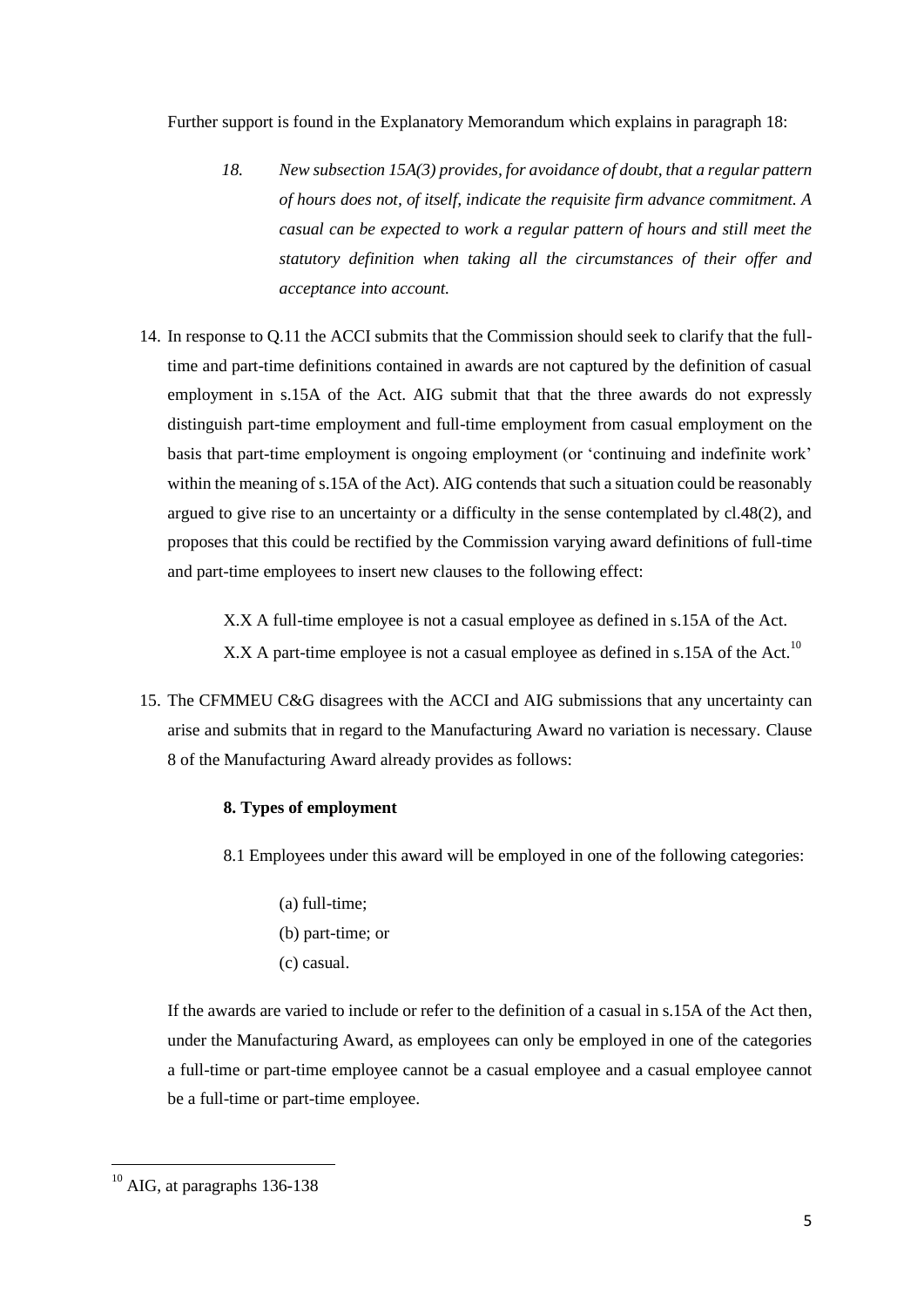Further support is found in the Explanatory Memorandum which explains in paragraph 18:

> *18. New subsection 15A(3) provides, for avoidance of doubt, that a regular pattern of hours does not, of itself, indicate the requisite firm advance commitment. A casual can be expected to work a regular pattern of hours and still meet the statutory definition when taking all the circumstances of their offer and acceptance into account.*

14. In response to Q.11 the ACCI submits that the Commission should seek to clarify that the full-time and part-time definitions contained in awards are not captured by the definition of casual employment in s.15A of the Act. AIG submit that that the three awards do not expressly distinguish part-time employment and full-time employment from casual employment on the basis that part-time employment is ongoing employment (or 'continuing and indefinite work' within the meaning of s.15A of the Act). AIG contends that such a situation could be reasonably argued to give rise to an uncertainty or a difficulty in the sense contemplated by cl.48(2), and proposes that this could be rectified by the Commission varying award definitions of full-time and part-time employees to insert new clauses to the following effect:

   X.X A full-time employee is not a casual employee as defined in s.15A of the Act.

   X.X A part-time employee is not a casual employee as defined in s.15A of the Act.[10]

15. The CFMMEU C&G disagrees with the ACCI and AIG submissions that any uncertainty can arise and submits that in regard to the Manufacturing Award no variation is necessary. Clause 8 of the Manufacturing Award already provides as follows:

   **8. Types of employment**

   8.1 Employees under this award will be employed in one of the following categories:

   (a) full-time;
   (b) part-time; or
   (c) casual.

   If the awards are varied to include or refer to the definition of a casual in s.15A of the Act then, under the Manufacturing Award, as employees can only be employed in one of the categories a full-time or part-time employee cannot be a casual employee and a casual employee cannot be a full-time or part-time employee.

---

[10] AIG, at paragraphs 136-138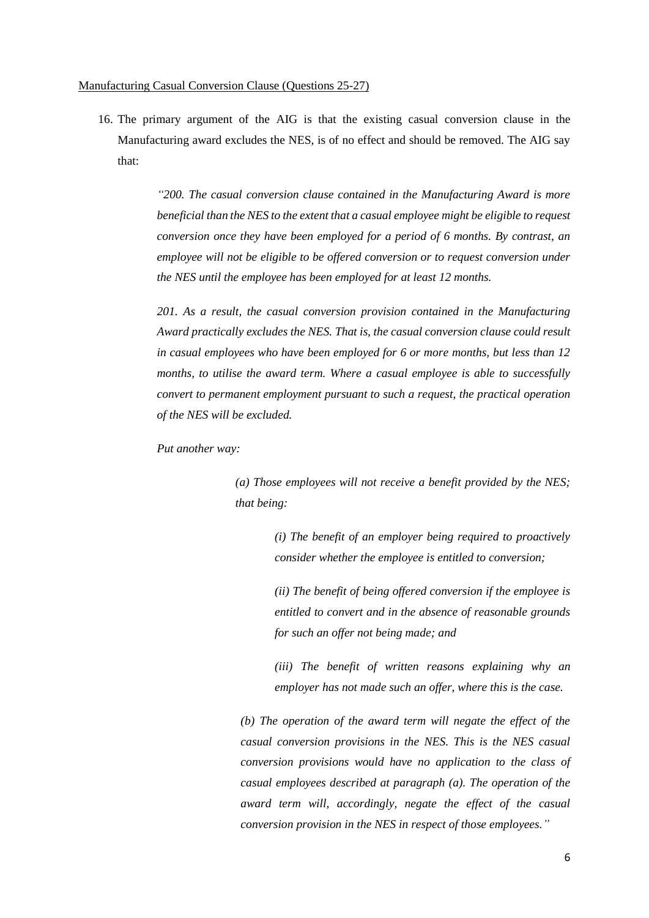<u>Manufacturing Casual Conversion Clause (Questions 25-27)</u>

16. The primary argument of the AIG is that the existing casual conversion clause in the Manufacturing award excludes the NES, is of no effect and should be removed. The AIG say that:

> *"200. The casual conversion clause contained in the Manufacturing Award is more beneficial than the NES to the extent that a casual employee might be eligible to request conversion once they have been employed for a period of 6 months. By contrast, an employee will not be eligible to be offered conversion or to request conversion under the NES until the employee has been employed for at least 12 months.*
>
> *201. As a result, the casual conversion provision contained in the Manufacturing Award practically excludes the NES. That is, the casual conversion clause could result in casual employees who have been employed for 6 or more months, but less than 12 months, to utilise the award term. Where a casual employee is able to successfully convert to permanent employment pursuant to such a request, the practical operation of the NES will be excluded.*
>
> *Put another way:*
>
> > *(a) Those employees will not receive a benefit provided by the NES; that being:*
> >
> > > *(i) The benefit of an employer being required to proactively consider whether the employee is entitled to conversion;*
> > >
> > > *(ii) The benefit of being offered conversion if the employee is entitled to convert and in the absence of reasonable grounds for such an offer not being made; and*
> > >
> > > *(iii) The benefit of written reasons explaining why an employer has not made such an offer, where this is the case.*
> >
> > *(b) The operation of the award term will negate the effect of the casual conversion provisions in the NES. This is the NES casual conversion provisions would have no application to the class of casual employees described at paragraph (a). The operation of the award term will, accordingly, negate the effect of the casual conversion provision in the NES in respect of those employees."*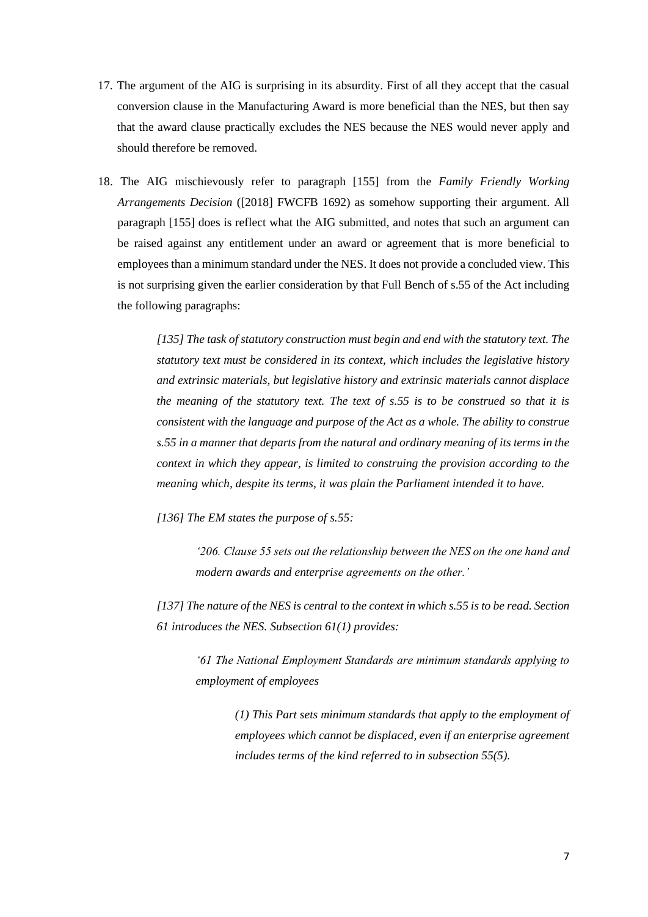17. The argument of the AIG is surprising in its absurdity. First of all they accept that the casual conversion clause in the Manufacturing Award is more beneficial than the NES, but then say that the award clause practically excludes the NES because the NES would never apply and should therefore be removed.

18. The AIG mischievously refer to paragraph [155] from the *Family Friendly Working Arrangements Decision* ([2018] FWCFB 1692) as somehow supporting their argument. All paragraph [155] does is reflect what the AIG submitted, and notes that such an argument can be raised against any entitlement under an award or agreement that is more beneficial to employees than a minimum standard under the NES. It does not provide a concluded view. This is not surprising given the earlier consideration by that Full Bench of s.55 of the Act including the following paragraphs:

> *[135] The task of statutory construction must begin and end with the statutory text. The statutory text must be considered in its context, which includes the legislative history and extrinsic materials, but legislative history and extrinsic materials cannot displace the meaning of the statutory text. The text of s.55 is to be construed so that it is consistent with the language and purpose of the Act as a whole. The ability to construe s.55 in a manner that departs from the natural and ordinary meaning of its terms in the context in which they appear, is limited to construing the provision according to the meaning which, despite its terms, it was plain the Parliament intended it to have.*
>
> *[136] The EM states the purpose of s.55:*
>
> > *'206. Clause 55 sets out the relationship between the NES on the one hand and modern awards and enterprise agreements on the other.'*
>
> *[137] The nature of the NES is central to the context in which s.55 is to be read. Section 61 introduces the NES. Subsection 61(1) provides:*
>
> > *'61 The National Employment Standards are minimum standards applying to employment of employees*
> >
> > > *(1) This Part sets minimum standards that apply to the employment of employees which cannot be displaced, even if an enterprise agreement includes terms of the kind referred to in subsection 55(5).*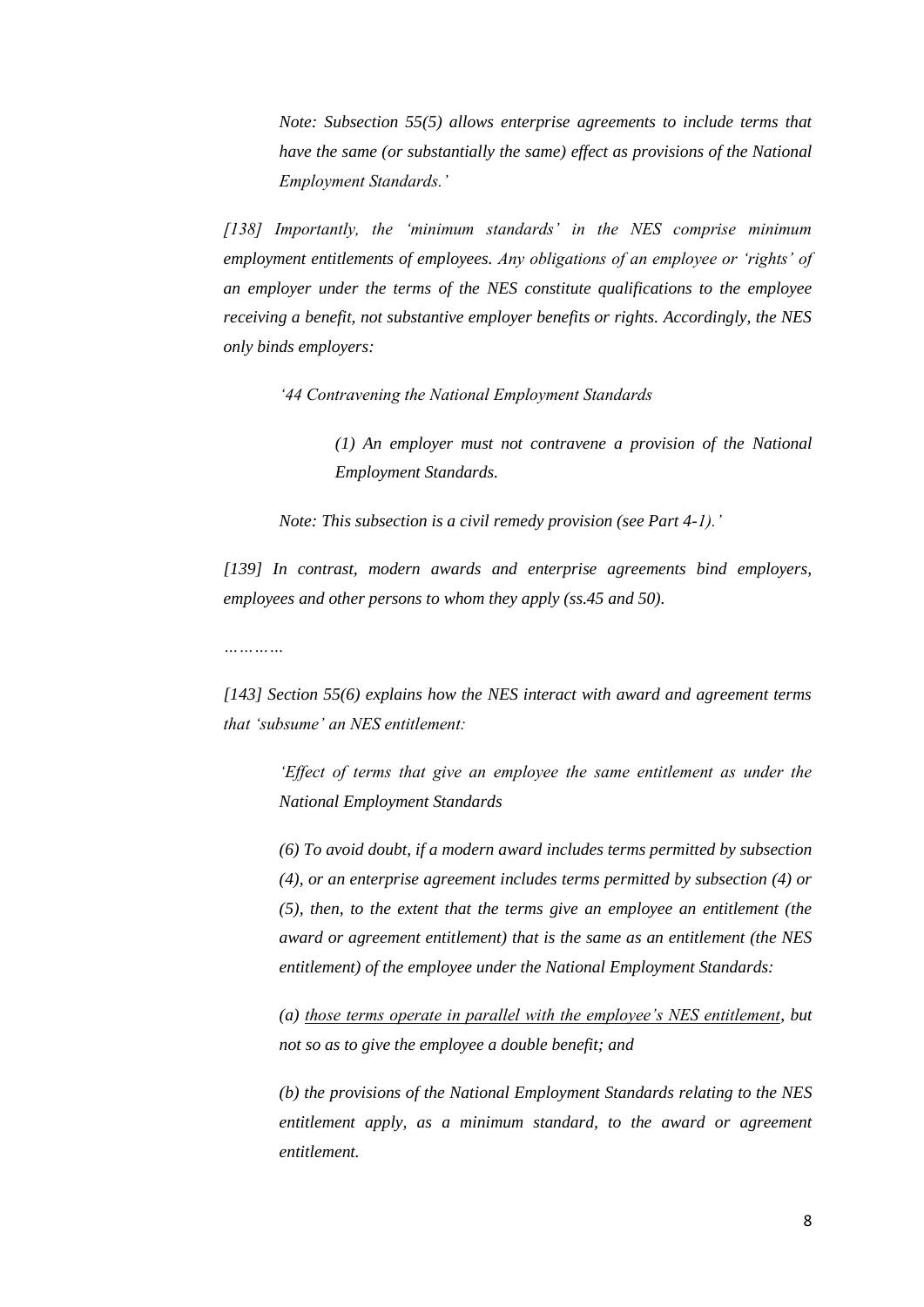*Note: Subsection 55(5) allows enterprise agreements to include terms that have the same (or substantially the same) effect as provisions of the National Employment Standards.'*

*[138] Importantly, the 'minimum standards' in the NES comprise minimum employment entitlements of employees. Any obligations of an employee or 'rights' of an employer under the terms of the NES constitute qualifications to the employee receiving a benefit, not substantive employer benefits or rights. Accordingly, the NES only binds employers:*

> *'44 Contravening the National Employment Standards*
>
> > *(1) An employer must not contravene a provision of the National Employment Standards.*
>
> *Note: This subsection is a civil remedy provision (see Part 4-1).'*

*[139] In contrast, modern awards and enterprise agreements bind employers, employees and other persons to whom they apply (ss.45 and 50).*

*…………*

*[143] Section 55(6) explains how the NES interact with award and agreement terms that 'subsume' an NES entitlement:*

> *'Effect of terms that give an employee the same entitlement as under the National Employment Standards*
>
> *(6) To avoid doubt, if a modern award includes terms permitted by subsection (4), or an enterprise agreement includes terms permitted by subsection (4) or (5), then, to the extent that the terms give an employee an entitlement (the award or agreement entitlement) that is the same as an entitlement (the NES entitlement) of the employee under the National Employment Standards:*
>
> *(a) <u>those terms operate in parallel with the employee's NES entitlement</u>, but not so as to give the employee a double benefit; and*
>
> *(b) the provisions of the National Employment Standards relating to the NES entitlement apply, as a minimum standard, to the award or agreement entitlement.*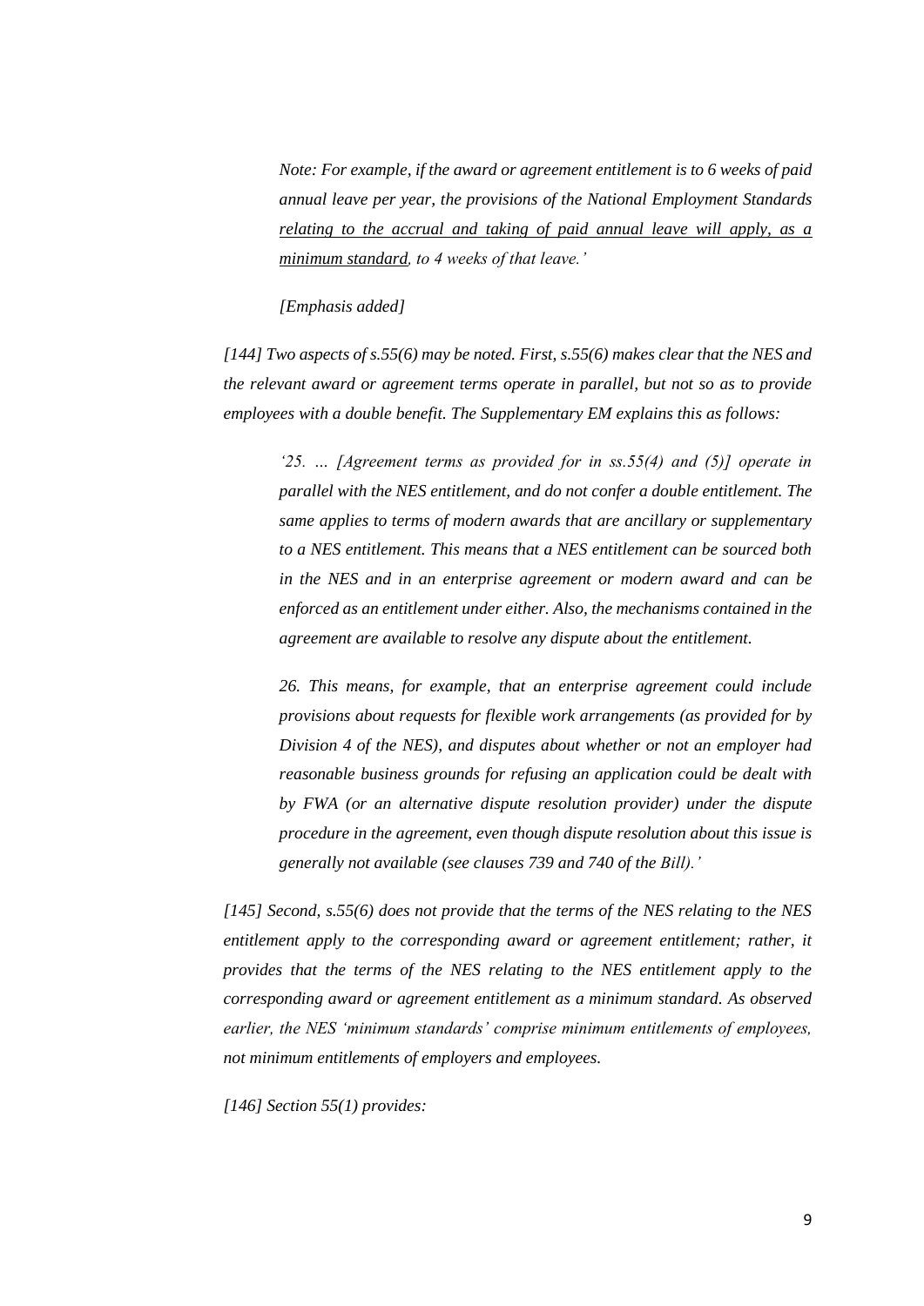> *Note: For example, if the award or agreement entitlement is to 6 weeks of paid annual leave per year, the provisions of the National Employment Standards <u>relating to the accrual and taking of paid annual leave will apply, as a minimum standard</u>, to 4 weeks of that leave.'*
>
> *[Emphasis added]*

*[144] Two aspects of s.55(6) may be noted. First, s.55(6) makes clear that the NES and the relevant award or agreement terms operate in parallel, but not so as to provide employees with a double benefit. The Supplementary EM explains this as follows:*

> *'25. … [Agreement terms as provided for in ss.55(4) and (5)] operate in parallel with the NES entitlement, and do not confer a double entitlement. The same applies to terms of modern awards that are ancillary or supplementary to a NES entitlement. This means that a NES entitlement can be sourced both in the NES and in an enterprise agreement or modern award and can be enforced as an entitlement under either. Also, the mechanisms contained in the agreement are available to resolve any dispute about the entitlement.*
>
> *26. This means, for example, that an enterprise agreement could include provisions about requests for flexible work arrangements (as provided for by Division 4 of the NES), and disputes about whether or not an employer had reasonable business grounds for refusing an application could be dealt with by FWA (or an alternative dispute resolution provider) under the dispute procedure in the agreement, even though dispute resolution about this issue is generally not available (see clauses 739 and 740 of the Bill).'*

*[145] Second, s.55(6) does not provide that the terms of the NES relating to the NES entitlement apply to the corresponding award or agreement entitlement; rather, it provides that the terms of the NES relating to the NES entitlement apply to the corresponding award or agreement entitlement as a minimum standard. As observed earlier, the NES 'minimum standards' comprise minimum entitlements of employees, not minimum entitlements of employers and employees.*

*[146] Section 55(1) provides:*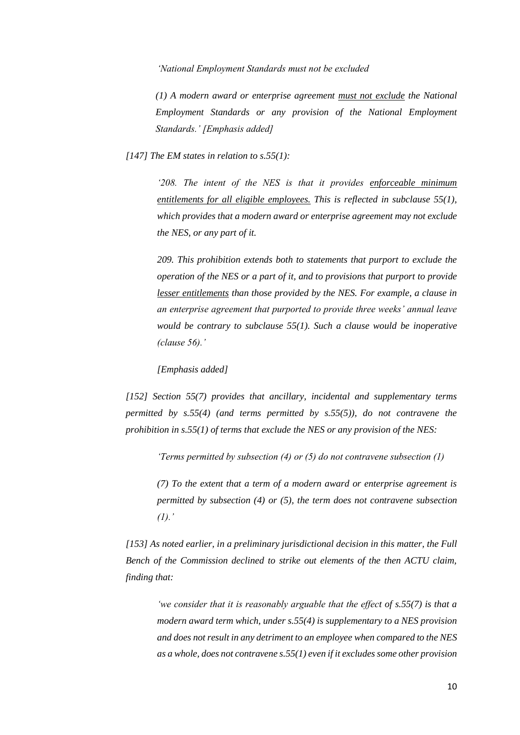*'National Employment Standards must not be excluded*

> *(1) A modern award or enterprise agreement* ***must not exclude*** *the National Employment Standards or any provision of the National Employment Standards.' [Emphasis added]*

*[147] The EM states in relation to s.55(1):*

> *'208. The intent of the NES is that it provides* ***enforceable minimum entitlements for all eligible employees.*** *This is reflected in subclause 55(1), which provides that a modern award or enterprise agreement may not exclude the NES, or any part of it.*
>
> *209. This prohibition extends both to statements that purport to exclude the operation of the NES or a part of it, and to provisions that purport to provide* ***lesser entitlements*** *than those provided by the NES. For example, a clause in an enterprise agreement that purported to provide three weeks' annual leave would be contrary to subclause 55(1). Such a clause would be inoperative (clause 56).'*
>
> *[Emphasis added]*

*[152] Section 55(7) provides that ancillary, incidental and supplementary terms permitted by s.55(4) (and terms permitted by s.55(5)), do not contravene the prohibition in s.55(1) of terms that exclude the NES or any provision of the NES:*

> *'Terms permitted by subsection (4) or (5) do not contravene subsection (1)*
>
> *(7) To the extent that a term of a modern award or enterprise agreement is permitted by subsection (4) or (5), the term does not contravene subsection (1).'*

*[153] As noted earlier, in a preliminary jurisdictional decision in this matter, the Full Bench of the Commission declined to strike out elements of the then ACTU claim, finding that:*

> *'we consider that it is reasonably arguable that the effect of s.55(7) is that a modern award term which, under s.55(4) is supplementary to a NES provision and does not result in any detriment to an employee when compared to the NES as a whole, does not contravene s.55(1) even if it excludes some other provision*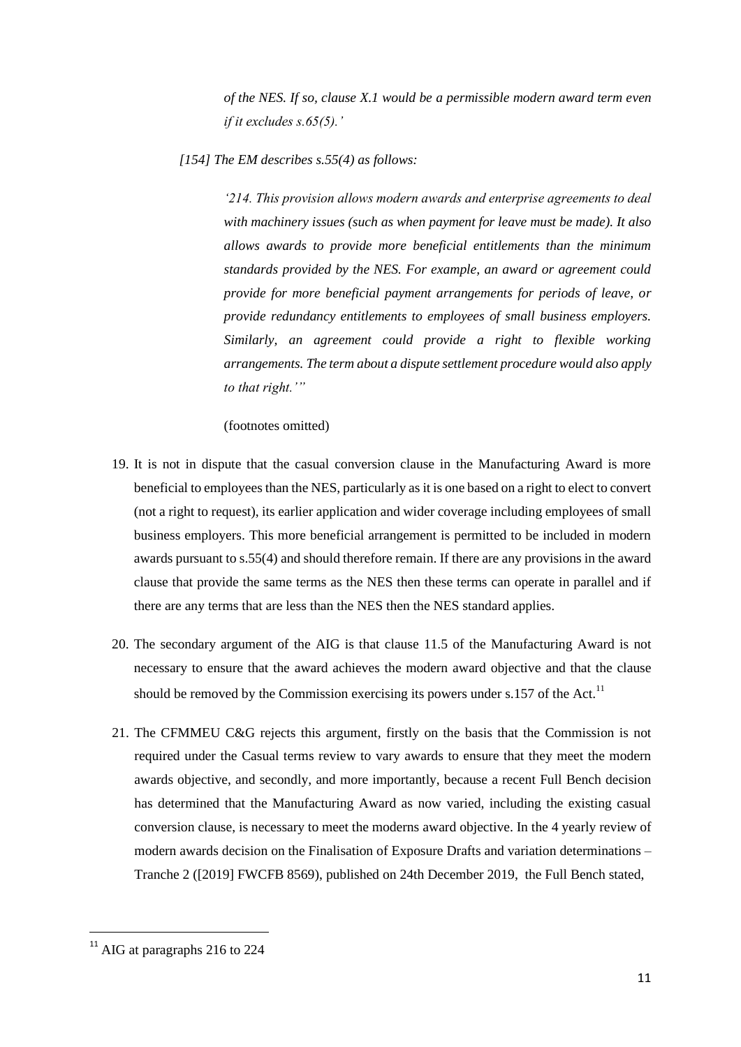*of the NES. If so, clause X.1 would be a permissible modern award term even if it excludes s.65(5).'*

*[154] The EM describes s.55(4) as follows:*

> *'214. This provision allows modern awards and enterprise agreements to deal with machinery issues (such as when payment for leave must be made). It also allows awards to provide more beneficial entitlements than the minimum standards provided by the NES. For example, an award or agreement could provide for more beneficial payment arrangements for periods of leave, or provide redundancy entitlements to employees of small business employers. Similarly, an agreement could provide a right to flexible working arrangements. The term about a dispute settlement procedure would also apply to that right.'"*

(footnotes omitted)

19. It is not in dispute that the casual conversion clause in the Manufacturing Award is more beneficial to employees than the NES, particularly as it is one based on a right to elect to convert (not a right to request), its earlier application and wider coverage including employees of small business employers. This more beneficial arrangement is permitted to be included in modern awards pursuant to s.55(4) and should therefore remain. If there are any provisions in the award clause that provide the same terms as the NES then these terms can operate in parallel and if there are any terms that are less than the NES then the NES standard applies.

20. The secondary argument of the AIG is that clause 11.5 of the Manufacturing Award is not necessary to ensure that the award achieves the modern award objective and that the clause should be removed by the Commission exercising its powers under s.157 of the Act.[11]

21. The CFMMEU C&G rejects this argument, firstly on the basis that the Commission is not required under the Casual terms review to vary awards to ensure that they meet the modern awards objective, and secondly, and more importantly, because a recent Full Bench decision has determined that the Manufacturing Award as now varied, including the existing casual conversion clause, is necessary to meet the moderns award objective. In the 4 yearly review of modern awards decision on the Finalisation of Exposure Drafts and variation determinations – Tranche 2 ([2019] FWCFB 8569), published on 24th December 2019, the Full Bench stated,

---

[11] AIG at paragraphs 216 to 224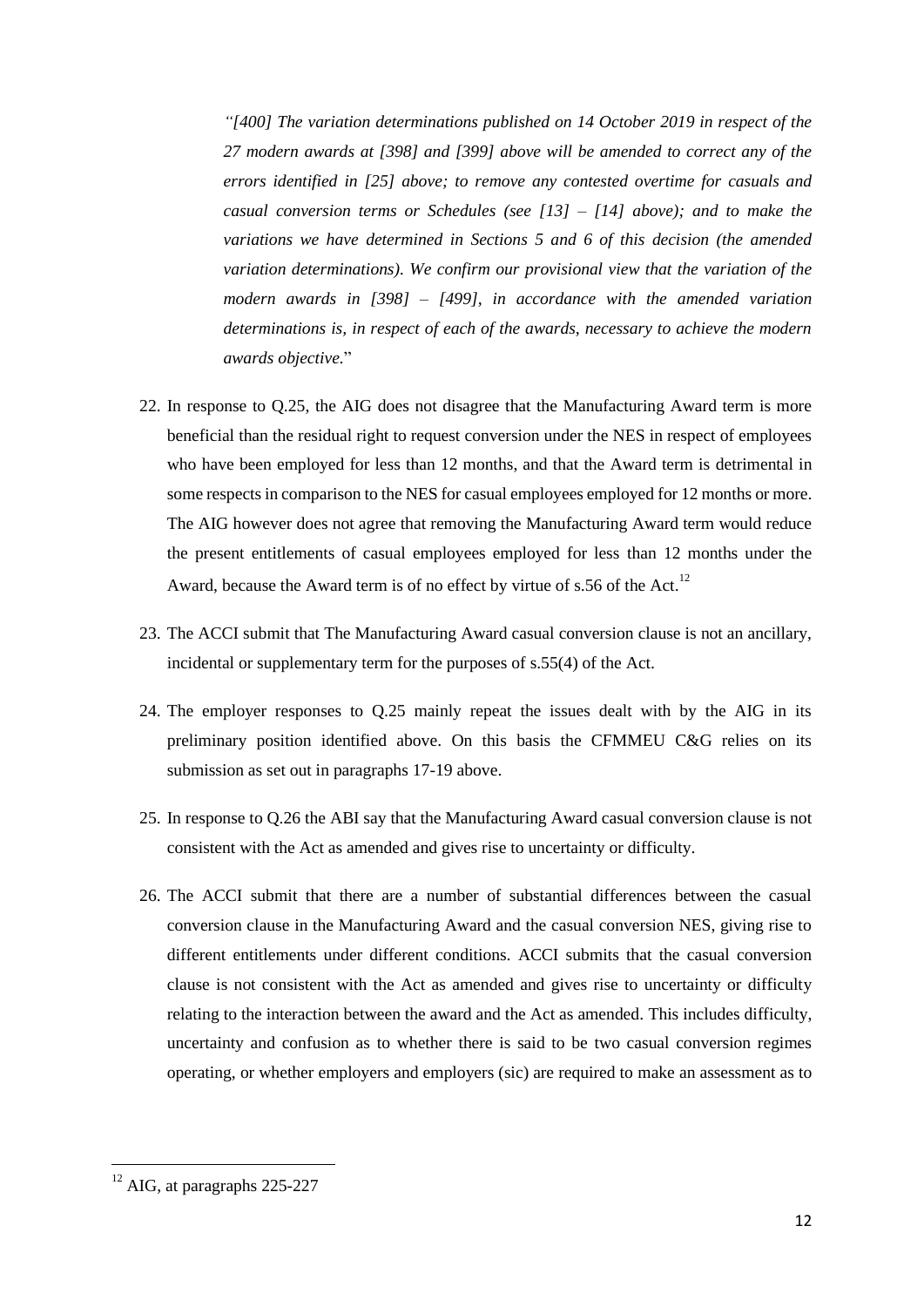> *"[400] The variation determinations published on 14 October 2019 in respect of the 27 modern awards at [398] and [399] above will be amended to correct any of the errors identified in [25] above; to remove any contested overtime for casuals and casual conversion terms or Schedules (see [13] – [14] above); and to make the variations we have determined in Sections 5 and 6 of this decision (the amended variation determinations). We confirm our provisional view that the variation of the modern awards in [398] – [499], in accordance with the amended variation determinations is, in respect of each of the awards, necessary to achieve the modern awards objective.*"

22. In response to Q.25, the AIG does not disagree that the Manufacturing Award term is more beneficial than the residual right to request conversion under the NES in respect of employees who have been employed for less than 12 months, and that the Award term is detrimental in some respects in comparison to the NES for casual employees employed for 12 months or more. The AIG however does not agree that removing the Manufacturing Award term would reduce the present entitlements of casual employees employed for less than 12 months under the Award, because the Award term is of no effect by virtue of s.56 of the Act.[12]

23. The ACCI submit that The Manufacturing Award casual conversion clause is not an ancillary, incidental or supplementary term for the purposes of s.55(4) of the Act.

24. The employer responses to Q.25 mainly repeat the issues dealt with by the AIG in its preliminary position identified above. On this basis the CFMMEU C&G relies on its submission as set out in paragraphs 17-19 above.

25. In response to Q.26 the ABI say that the Manufacturing Award casual conversion clause is not consistent with the Act as amended and gives rise to uncertainty or difficulty.

26. The ACCI submit that there are a number of substantial differences between the casual conversion clause in the Manufacturing Award and the casual conversion NES, giving rise to different entitlements under different conditions. ACCI submits that the casual conversion clause is not consistent with the Act as amended and gives rise to uncertainty or difficulty relating to the interaction between the award and the Act as amended. This includes difficulty, uncertainty and confusion as to whether there is said to be two casual conversion regimes operating, or whether employers and employers (sic) are required to make an assessment as to

---

[12] AIG, at paragraphs 225-227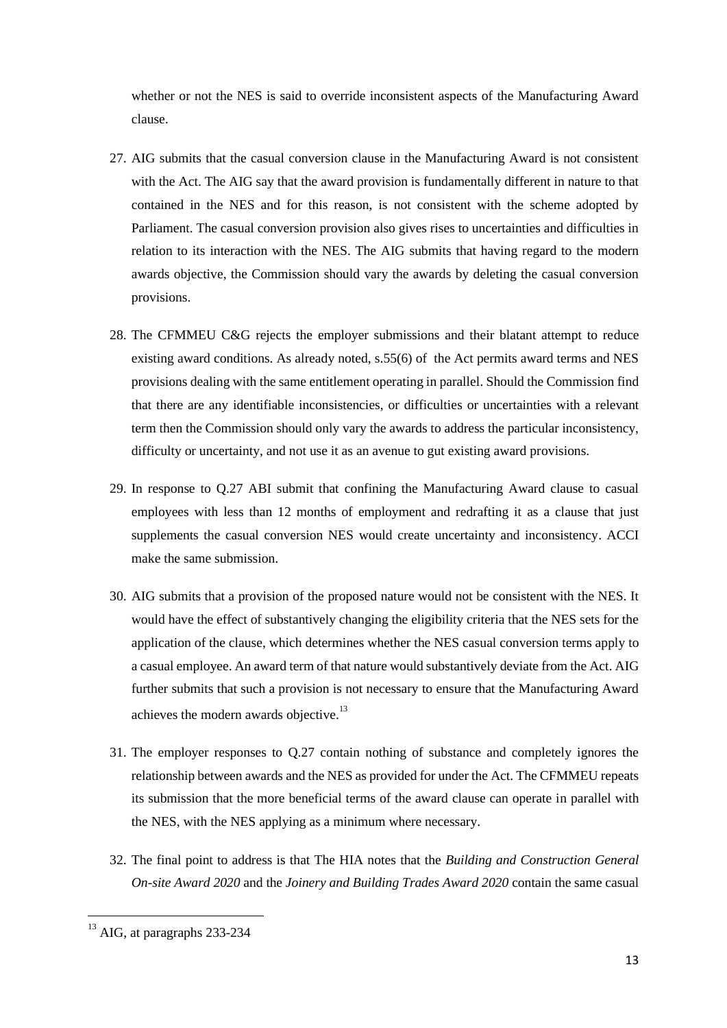whether or not the NES is said to override inconsistent aspects of the Manufacturing Award clause.

27. AIG submits that the casual conversion clause in the Manufacturing Award is not consistent with the Act. The AIG say that the award provision is fundamentally different in nature to that contained in the NES and for this reason, is not consistent with the scheme adopted by Parliament. The casual conversion provision also gives rises to uncertainties and difficulties in relation to its interaction with the NES. The AIG submits that having regard to the modern awards objective, the Commission should vary the awards by deleting the casual conversion provisions.

28. The CFMMEU C&G rejects the employer submissions and their blatant attempt to reduce existing award conditions. As already noted, s.55(6) of the Act permits award terms and NES provisions dealing with the same entitlement operating in parallel. Should the Commission find that there are any identifiable inconsistencies, or difficulties or uncertainties with a relevant term then the Commission should only vary the awards to address the particular inconsistency, difficulty or uncertainty, and not use it as an avenue to gut existing award provisions.

29. In response to Q.27 ABI submit that confining the Manufacturing Award clause to casual employees with less than 12 months of employment and redrafting it as a clause that just supplements the casual conversion NES would create uncertainty and inconsistency. ACCI make the same submission.

30. AIG submits that a provision of the proposed nature would not be consistent with the NES. It would have the effect of substantively changing the eligibility criteria that the NES sets for the application of the clause, which determines whether the NES casual conversion terms apply to a casual employee. An award term of that nature would substantively deviate from the Act. AIG further submits that such a provision is not necessary to ensure that the Manufacturing Award achieves the modern awards objective.[13]

31. The employer responses to Q.27 contain nothing of substance and completely ignores the relationship between awards and the NES as provided for under the Act. The CFMMEU repeats its submission that the more beneficial terms of the award clause can operate in parallel with the NES, with the NES applying as a minimum where necessary.

32. The final point to address is that The HIA notes that the *Building and Construction General On-site Award 2020* and the *Joinery and Building Trades Award 2020* contain the same casual

---

[13] AIG, at paragraphs 233-234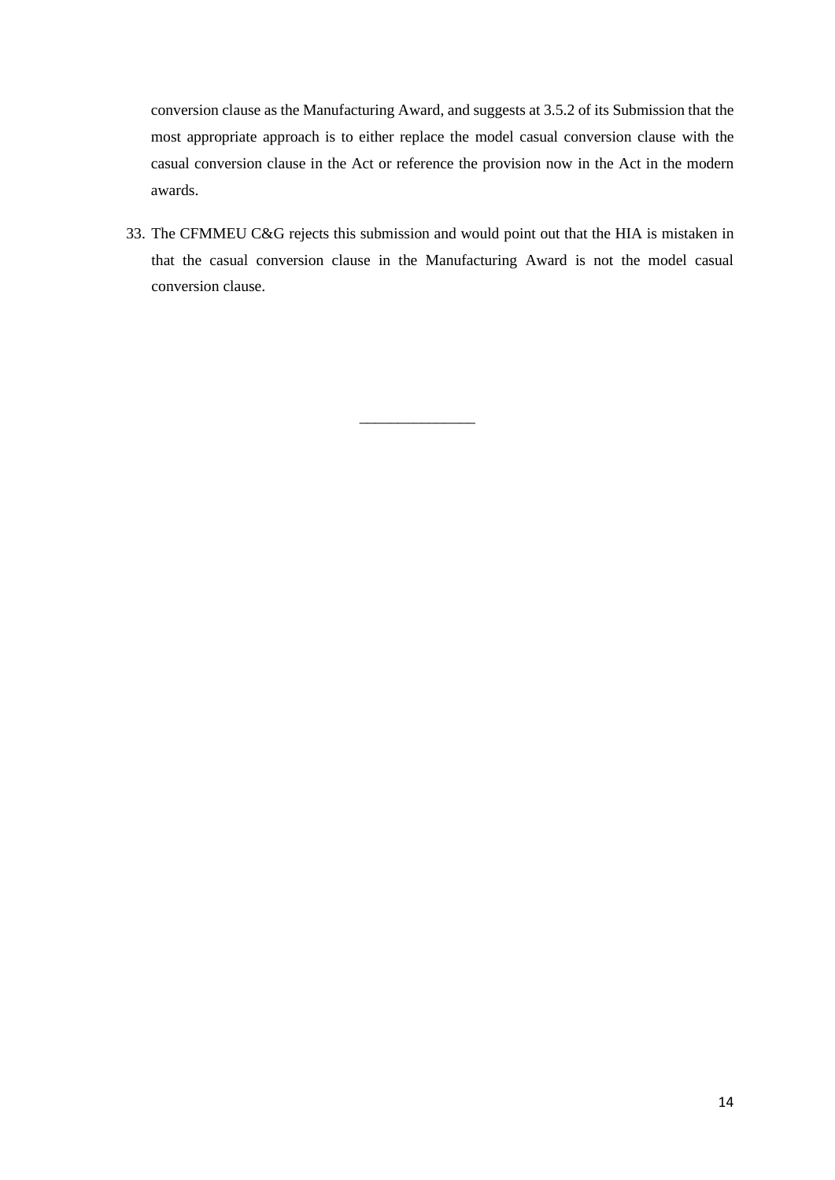conversion clause as the Manufacturing Award, and suggests at 3.5.2 of its Submission that the most appropriate approach is to either replace the model casual conversion clause with the casual conversion clause in the Act or reference the provision now in the Act in the modern awards.

33. The CFMMEU C&G rejects this submission and would point out that the HIA is mistaken in that the casual conversion clause in the Manufacturing Award is not the model casual conversion clause.

\_\_\_\_\_\_\_\_\_\_\_\_\_\_\_